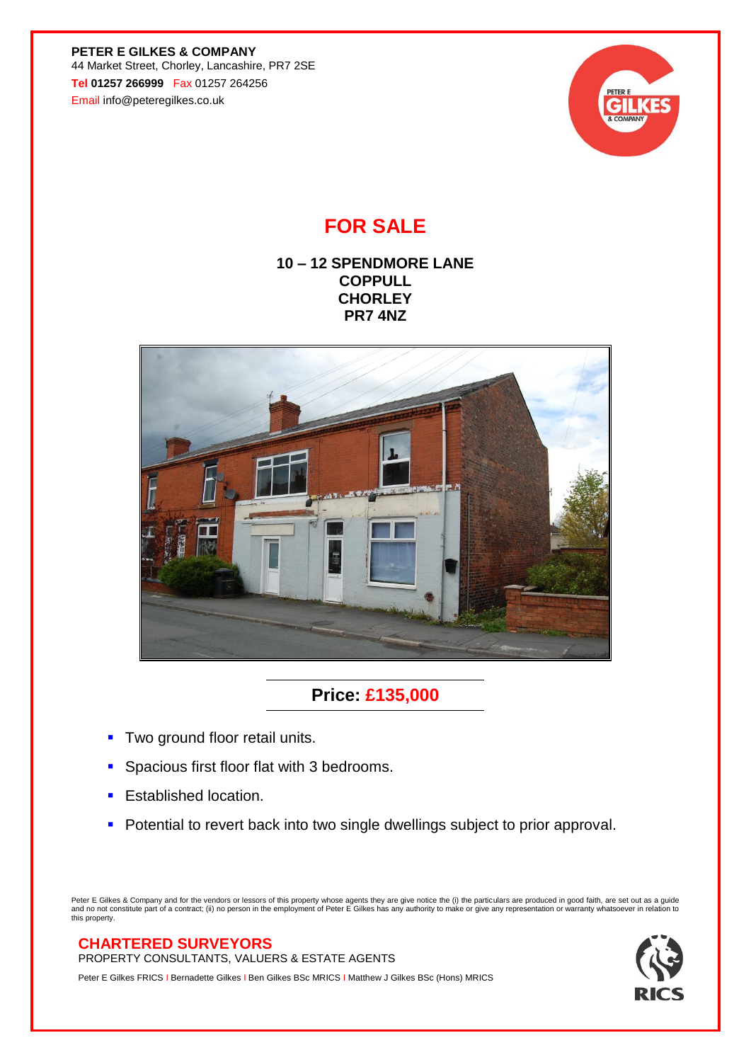**PETER E GILKES & COMPANY**
44 Market Street, Chorley, Lancashire, PR7 2SE
Tel **01257 266999** Fax 01257 264256
Email info@peteregilkes.co.uk

# FOR SALE

**10 – 12 SPENDMORE LANE**
**COPPULL**
**CHORLEY**
**PR7 4NZ**

## Price: £135,000

- Two ground floor retail units.
- Spacious first floor flat with 3 bedrooms.
- Established location.
- Potential to revert back into two single dwellings subject to prior approval.

Peter E Gilkes & Company and for the vendors or lessors of this property whose agents they are give notice the (i) the particulars are produced in good faith, are set out as a guide and no not constitute part of a contract; (ii) no person in the employment of Peter E Gilkes has any authority to make or give any representation or warranty whatsoever in relation to this property.

**CHARTERED SURVEYORS**
PROPERTY CONSULTANTS, VALUERS & ESTATE AGENTS

Peter E Gilkes FRICS | Bernadette Gilkes | Ben Gilkes BSc MRICS | Matthew J Gilkes BSc (Hons) MRICS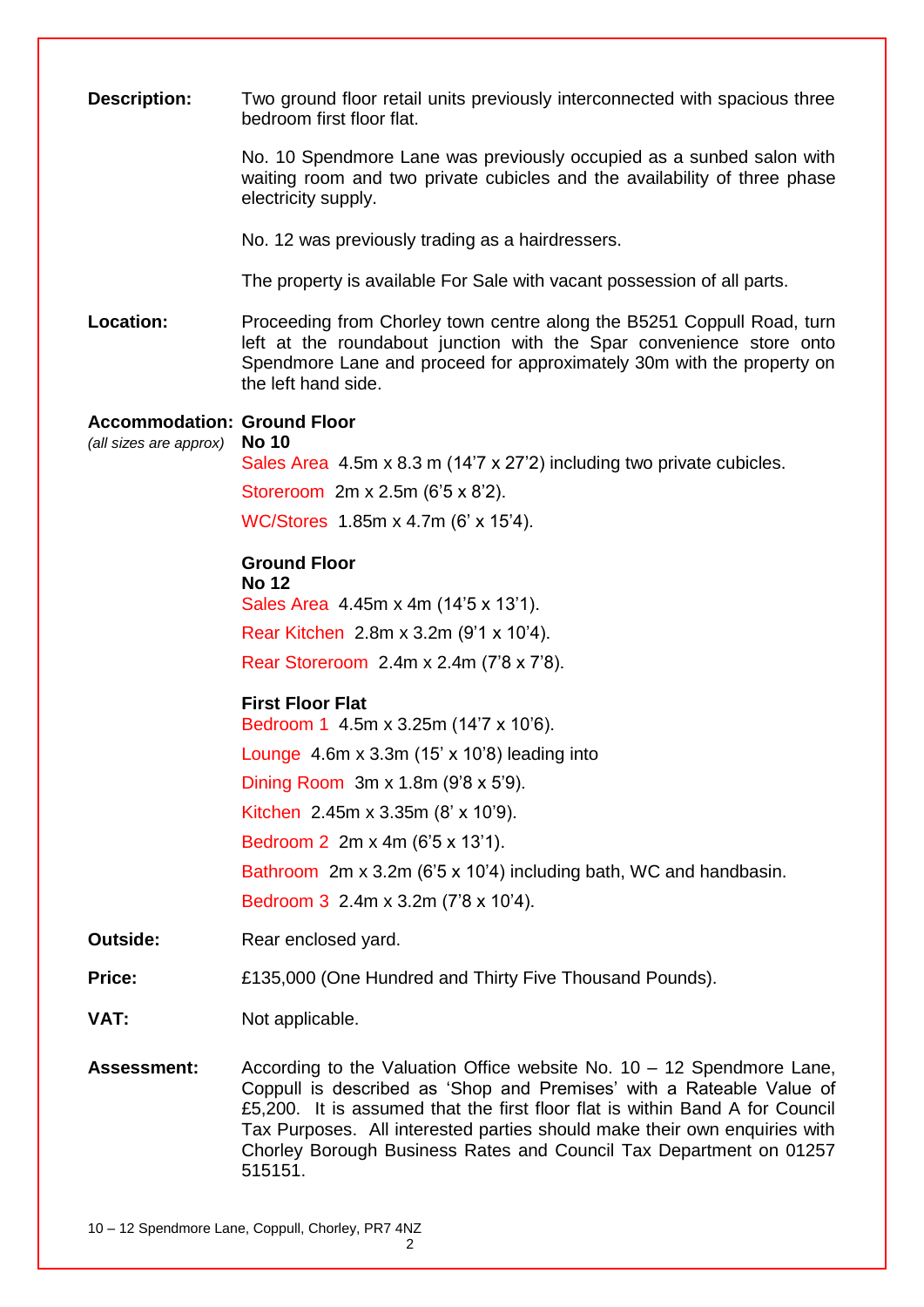**Description:** Two ground floor retail units previously interconnected with spacious three bedroom first floor flat.

No. 10 Spendmore Lane was previously occupied as a sunbed salon with waiting room and two private cubicles and the availability of three phase electricity supply.

No. 12 was previously trading as a hairdressers.

The property is available For Sale with vacant possession of all parts.

**Location:** Proceeding from Chorley town centre along the B5251 Coppull Road, turn left at the roundabout junction with the Spar convenience store onto Spendmore Lane and proceed for approximately 30m with the property on the left hand side.

**Accommodation:** *(all sizes are approx)*

**Ground Floor**
**No 10**

Sales Area 4.5m x 8.3 m (14'7 x 27'2) including two private cubicles.

Storeroom 2m x 2.5m (6'5 x 8'2).

WC/Stores 1.85m x 4.7m (6' x 15'4).

**Ground Floor**
**No 12**

Sales Area 4.45m x 4m (14'5 x 13'1).

Rear Kitchen 2.8m x 3.2m (9'1 x 10'4).

Rear Storeroom 2.4m x 2.4m (7'8 x 7'8).

**First Floor Flat**

Bedroom 1 4.5m x 3.25m (14'7 x 10'6).

Lounge 4.6m x 3.3m (15' x 10'8) leading into

Dining Room 3m x 1.8m (9'8 x 5'9).

Kitchen 2.45m x 3.35m (8' x 10'9).

Bedroom 2 2m x 4m (6'5 x 13'1).

Bathroom 2m x 3.2m (6'5 x 10'4) including bath, WC and handbasin.

Bedroom 3 2.4m x 3.2m (7'8 x 10'4).

**Outside:** Rear enclosed yard.

**Price:** £135,000 (One Hundred and Thirty Five Thousand Pounds).

**VAT:** Not applicable.

**Assessment:** According to the Valuation Office website No. 10 – 12 Spendmore Lane, Coppull is described as 'Shop and Premises' with a Rateable Value of £5,200. It is assumed that the first floor flat is within Band A for Council Tax Purposes. All interested parties should make their own enquiries with Chorley Borough Business Rates and Council Tax Department on 01257 515151.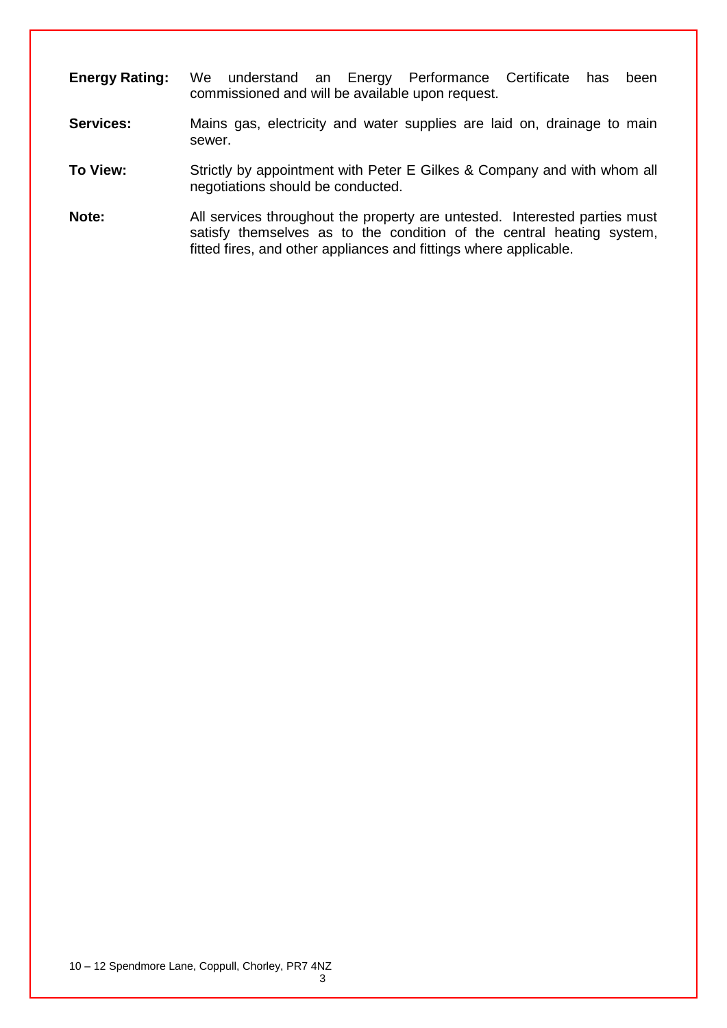**Energy Rating:** We understand an Energy Performance Certificate has been commissioned and will be available upon request.

**Services:** Mains gas, electricity and water supplies are laid on, drainage to main sewer.

**To View:** Strictly by appointment with Peter E Gilkes & Company and with whom all negotiations should be conducted.

**Note:** All services throughout the property are untested. Interested parties must satisfy themselves as to the condition of the central heating system, fitted fires, and other appliances and fittings where applicable.